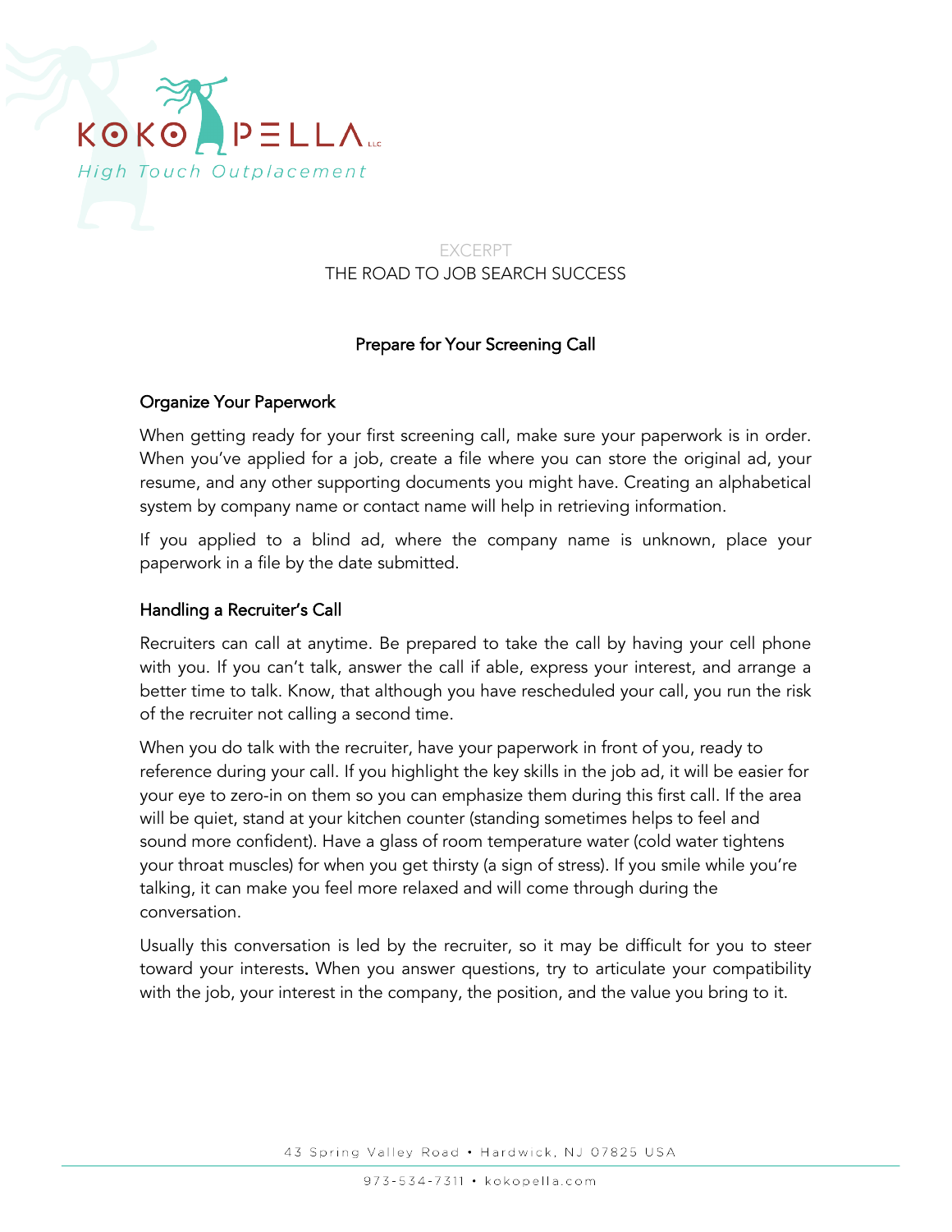KOKOPELLA LLC

*High Touch Outplacement*

EXCERPT

# THE ROAD TO JOB SEARCH SUCCESS

## Prepare for Your Screening Call

### Organize Your Paperwork

When getting ready for your first screening call, make sure your paperwork is in order. When you've applied for a job, create a file where you can store the original ad, your resume, and any other supporting documents you might have. Creating an alphabetical system by company name or contact name will help in retrieving information.

If you applied to a blind ad, where the company name is unknown, place your paperwork in a file by the date submitted.

### Handling a Recruiter's Call

Recruiters can call at anytime. Be prepared to take the call by having your cell phone with you. If you can't talk, answer the call if able, express your interest, and arrange a better time to talk. Know, that although you have rescheduled your call, you run the risk of the recruiter not calling a second time.

When you do talk with the recruiter, have your paperwork in front of you, ready to reference during your call. If you highlight the key skills in the job ad, it will be easier for your eye to zero-in on them so you can emphasize them during this first call. If the area will be quiet, stand at your kitchen counter (standing sometimes helps to feel and sound more confident). Have a glass of room temperature water (cold water tightens your throat muscles) for when you get thirsty (a sign of stress). If you smile while you're talking, it can make you feel more relaxed and will come through during the conversation.

Usually this conversation is led by the recruiter, so it may be difficult for you to steer toward your interests. When you answer questions, try to articulate your compatibility with the job, your interest in the company, the position, and the value you bring to it.

43 Spring Valley Road • Hardwick, NJ 07825 USA

973-534-7311 • kokopella.com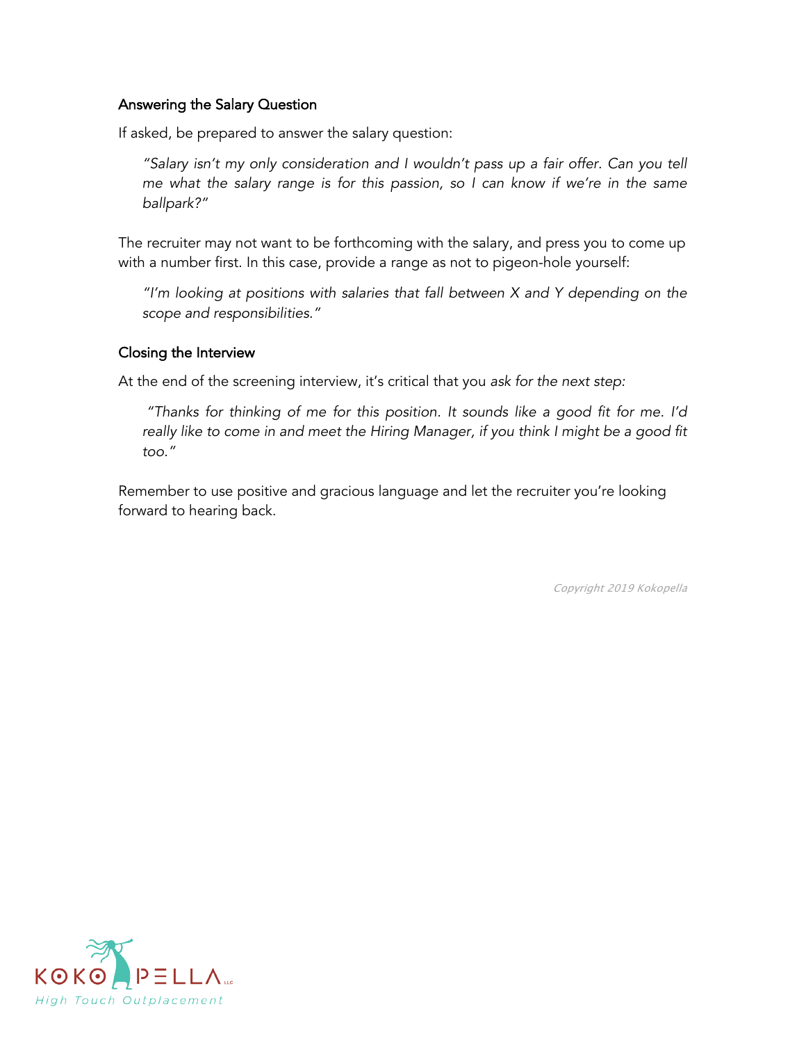## Answering the Salary Question

If asked, be prepared to answer the salary question:

> *"Salary isn't my only consideration and I wouldn't pass up a fair offer. Can you tell me what the salary range is for this passion, so I can know if we're in the same ballpark?"*

The recruiter may not want to be forthcoming with the salary, and press you to come up with a number first. In this case, provide a range as not to pigeon-hole yourself:

> *"I'm looking at positions with salaries that fall between X and Y depending on the scope and responsibilities."*

## Closing the Interview

At the end of the screening interview, it's critical that you *ask for the next step:*

> *"Thanks for thinking of me for this position. It sounds like a good fit for me. I'd really like to come in and meet the Hiring Manager, if you think I might be a good fit too."*

Remember to use positive and gracious language and let the recruiter you're looking forward to hearing back.

*Copyright 2019 Kokopella*

KOKOPELLA LLC
*High Touch Outplacement*